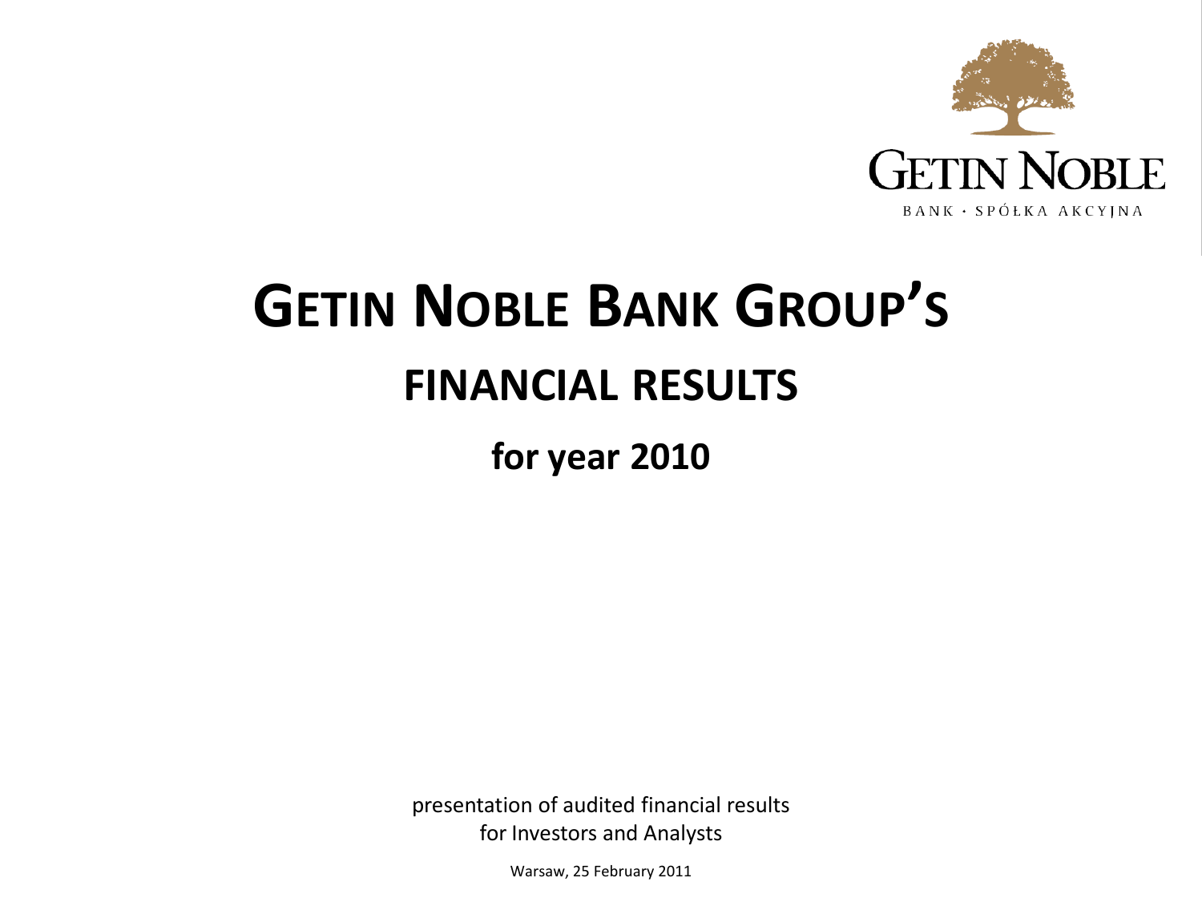GETIN NOBLE

BANK · SPÓŁKA AKCYJNA

# GETIN NOBLE BANK GROUP'S

## FINANCIAL RESULTS

### for year 2010

presentation of audited financial results
for Investors and Analysts

Warsaw, 25 February 2011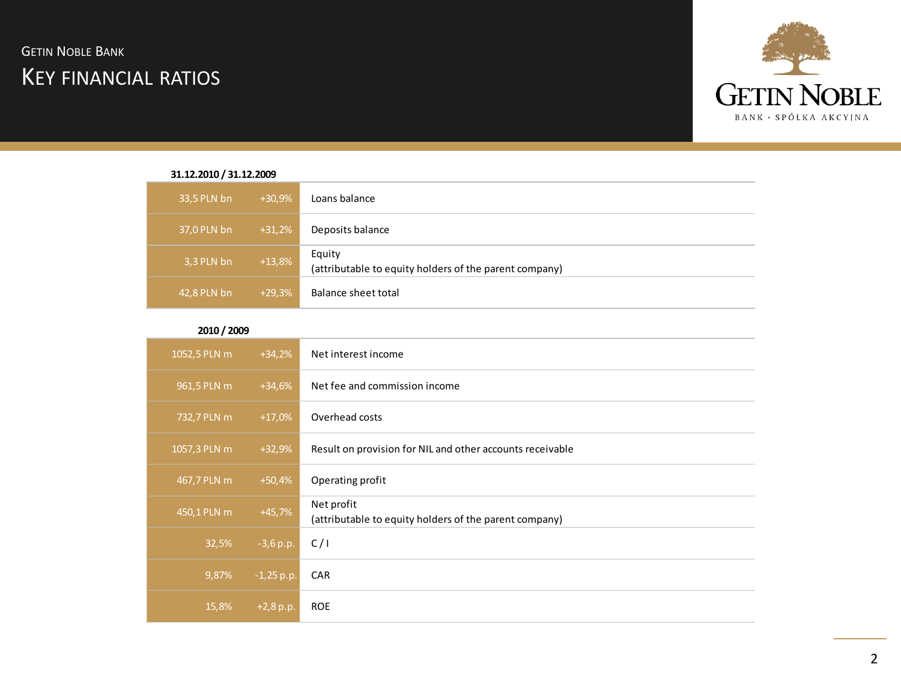# Getin Noble Bank

## Key financial ratios

| 31.12.2010 / 31.12.2009 | | |
|---|---|---|
| 33,5 PLN bn | +30,9% | Loans balance |
| 37,0 PLN bn | +31,2% | Deposits balance |
| 3,3 PLN bn | +13,8% | Equity (attributable to equity holders of the parent company) |
| 42,8 PLN bn | +29,3% | Balance sheet total |

| 2010 / 2009 | | |
|---|---|---|
| 1052,5 PLN m | +34,2% | Net interest income |
| 961,5 PLN m | +34,6% | Net fee and commission income |
| 732,7 PLN m | +17,0% | Overhead costs |
| 1057,3 PLN m | +32,9% | Result on provision for NIL and other accounts receivable |
| 467,7 PLN m | +50,4% | Operating profit |
| 450,1 PLN m | +45,7% | Net profit (attributable to equity holders of the parent company) |
| 32,5% | -3,6 p.p. | C / I |
| 9,87% | -1,25 p.p. | CAR |
| 15,8% | +2,8 p.p. | ROE |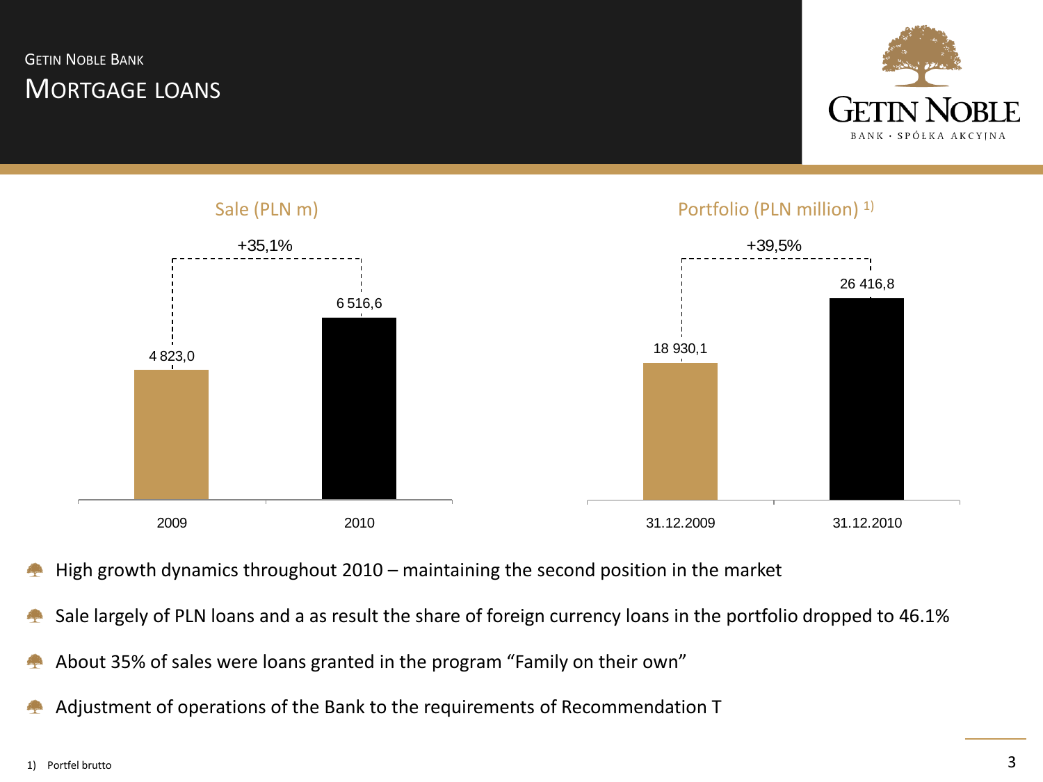GETIN NOBLE BANK

# MORTGAGE LOANS

GETIN NOBLE
BANK · SPÓŁKA AKCYJNA

**Sale (PLN m)**

+35,1%

| | 2009 | 2010 |
|---|---|---|
| Sale (PLN m) | 4 823,0 | 6 516,6 |

**Portfolio (PLN million) 1)**

+39,5%

| | 31.12.2009 | 31.12.2010 |
|---|---|---|
| Portfolio (PLN million) | 18 930,1 | 26 416,8 |

- High growth dynamics throughout 2010 – maintaining the second position in the market
- Sale largely of PLN loans and a as result the share of foreign currency loans in the portfolio dropped to 46.1%
- About 35% of sales were loans granted in the program "Family on their own"
- Adjustment of operations of the Bank to the requirements of Recommendation T

1) Portfel brutto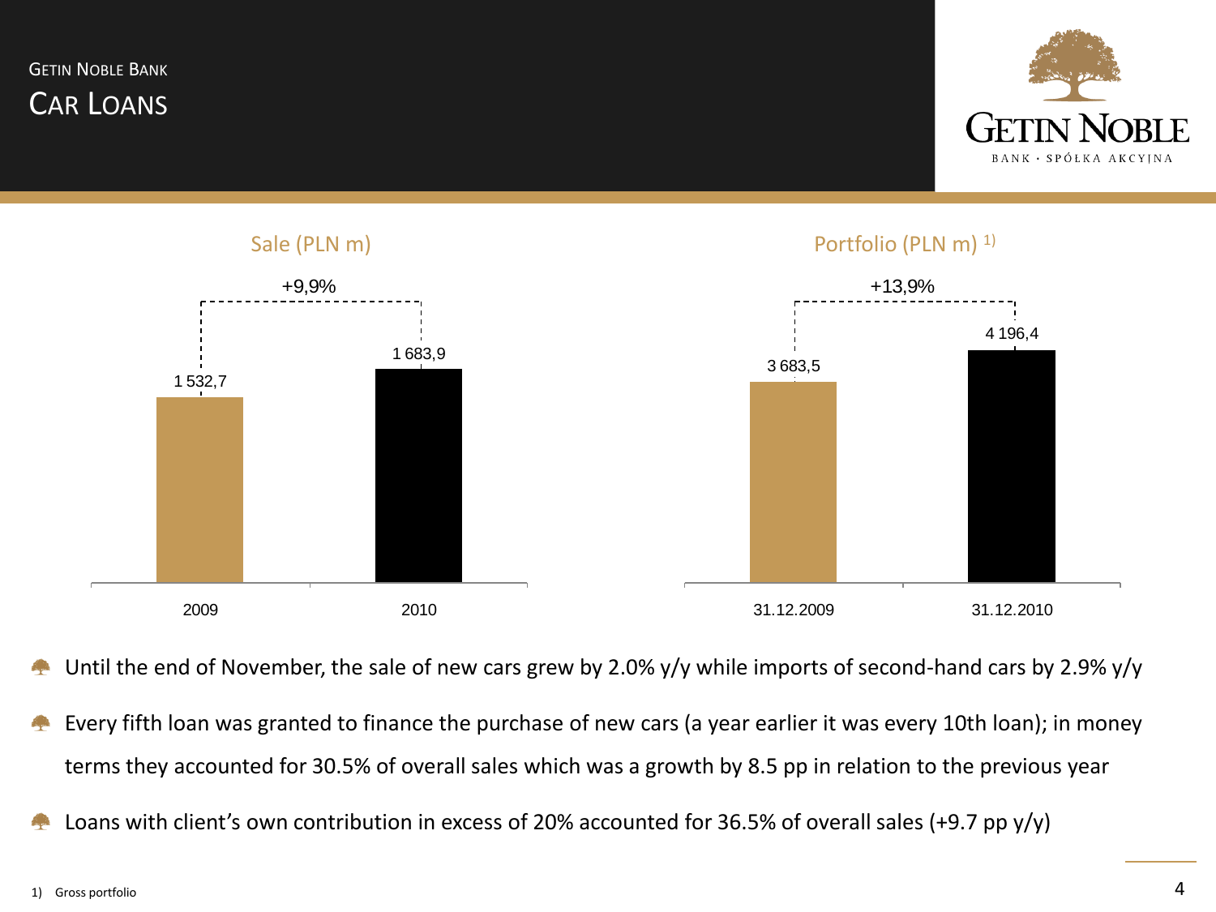GETIN NOBLE BANK

# CAR LOANS

**Sale (PLN m)**

| | 2009 | 2010 |
|---|---|---|
| Sale | 1 532,7 | 1 683,9 |

+9,9%

**Portfolio (PLN m)** [1]

| | 31.12.2009 | 31.12.2010 |
|---|---|---|
| Portfolio | 3 683,5 | 4 196,4 |

+13,9%

- Until the end of November, the sale of new cars grew by 2.0% y/y while imports of second-hand cars by 2.9% y/y
- Every fifth loan was granted to finance the purchase of new cars (a year earlier it was every 10th loan); in money terms they accounted for 30.5% of overall sales which was a growth by 8.5 pp in relation to the previous year
- Loans with client's own contribution in excess of 20% accounted for 36.5% of overall sales (+9.7 pp y/y)

1) Gross portfolio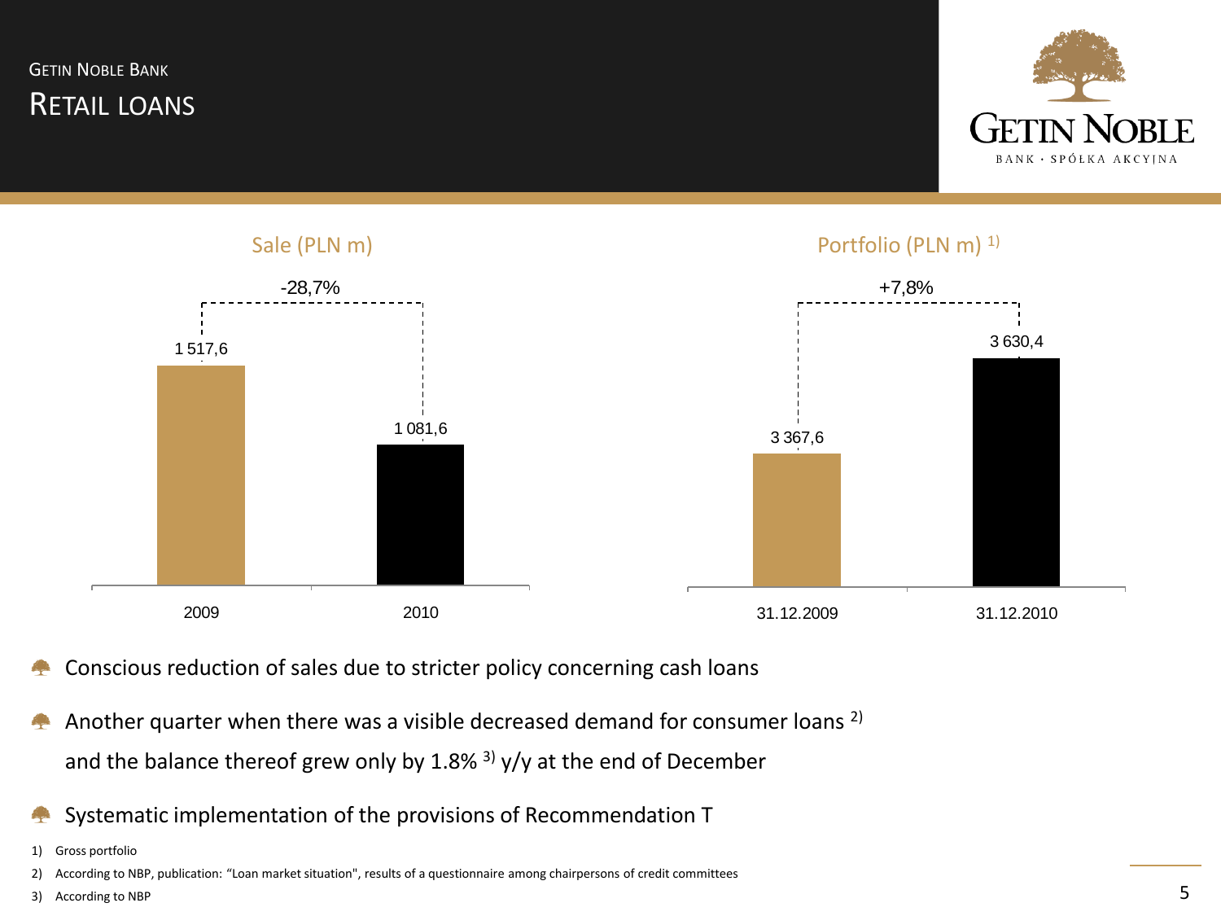GETIN NOBLE BANK

# RETAIL LOANS

**Sale (PLN m)**

| | 2009 | 2010 |
|---|---|---|
| Sale (PLN m) | 1 517,6 | 1 081,6 |

-28,7%

**Portfolio (PLN m) [1]**

| | 31.12.2009 | 31.12.2010 |
|---|---|---|
| Portfolio (PLN m) | 3 367,6 | 3 630,4 |

+7,8%

- Conscious reduction of sales due to stricter policy concerning cash loans
- Another quarter when there was a visible decreased demand for consumer loans [2] and the balance thereof grew only by 1.8% [3] y/y at the end of December
- Systematic implementation of the provisions of Recommendation T

1) Gross portfolio

2) According to NBP, publication: "Loan market situation", results of a questionnaire among chairpersons of credit committees

3) According to NBP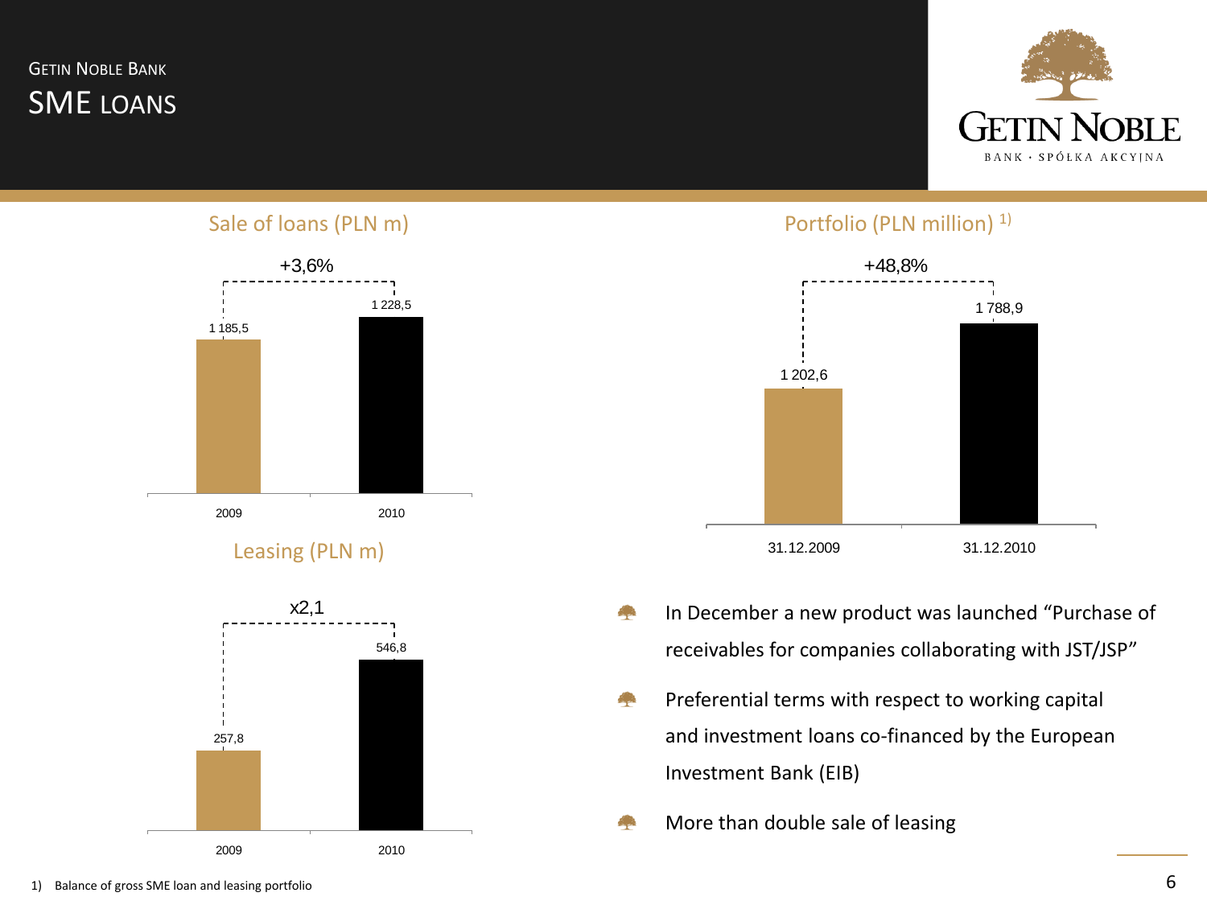GETIN NOBLE BANK

# SME LOANS

## Sale of loans (PLN m)

+3,6%

| 2009 | 2010 |
|---|---|
| 1 185,5 | 1 228,5 |

## Portfolio (PLN million) [1)]

+48,8%

| 31.12.2009 | 31.12.2010 |
|---|---|
| 1 202,6 | 1 788,9 |

## Leasing (PLN m)

x2,1

| 2009 | 2010 |
|---|---|
| 257,8 | 546,8 |

- In December a new product was launched "Purchase of receivables for companies collaborating with JST/JSP"
- Preferential terms with respect to working capital and investment loans co-financed by the European Investment Bank (EIB)
- More than double sale of leasing

1) Balance of gross SME loan and leasing portfolio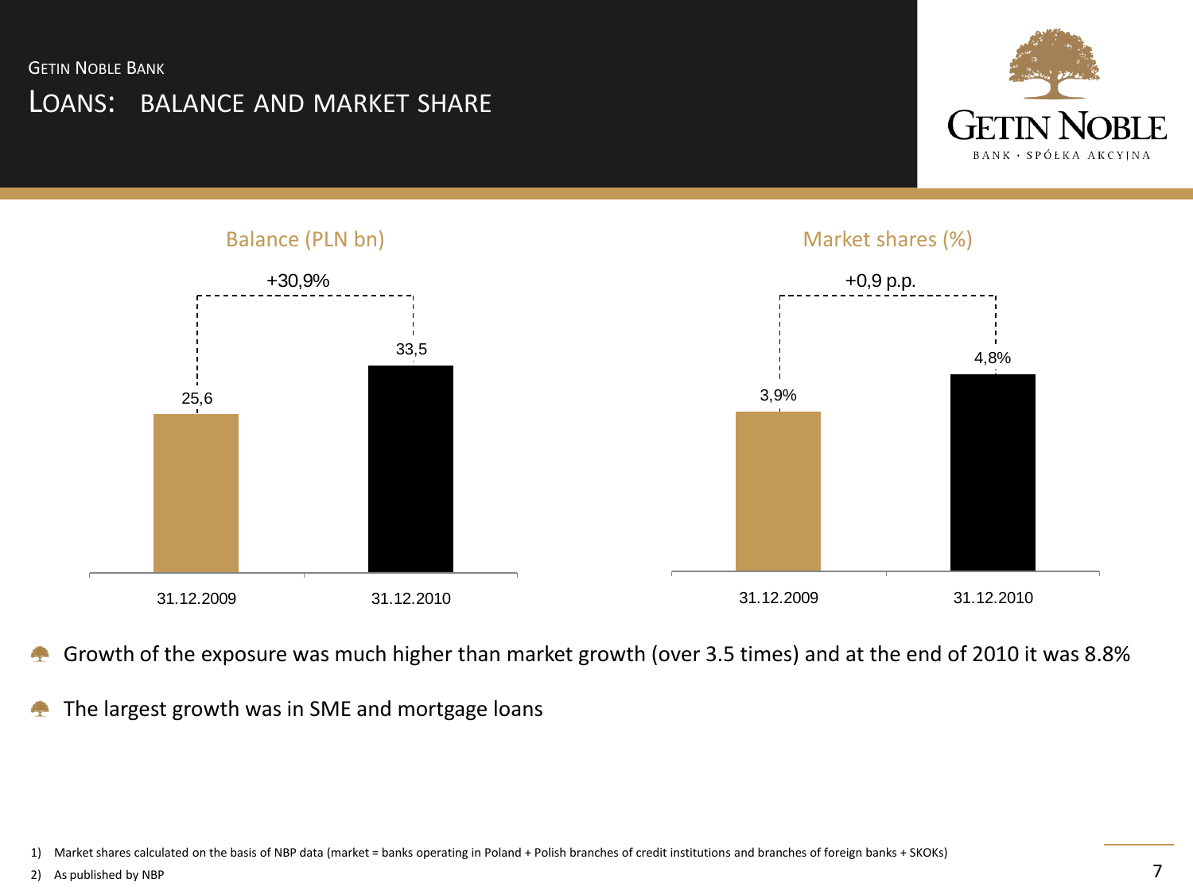GETIN NOBLE BANK

# LOANS: BALANCE AND MARKET SHARE

GETIN NOBLE BANK · SPÓŁKA AKCYJNA

## Balance (PLN bn)

| | 31.12.2009 | 31.12.2010 |
|---|---|---|
| Balance (PLN bn) | 25,6 | 33,5 |

+30,9%

## Market shares (%)

| | 31.12.2009 | 31.12.2010 |
|---|---|---|
| Market shares (%) | 3,9% | 4,8% |

+0,9 p.p.

- Growth of the exposure was much higher than market growth (over 3.5 times) and at the end of 2010 it was 8.8%
- The largest growth was in SME and mortgage loans

1) Market shares calculated on the basis of NBP data (market = banks operating in Poland + Polish branches of credit institutions and branches of foreign banks + SKOKs)

2) As published by NBP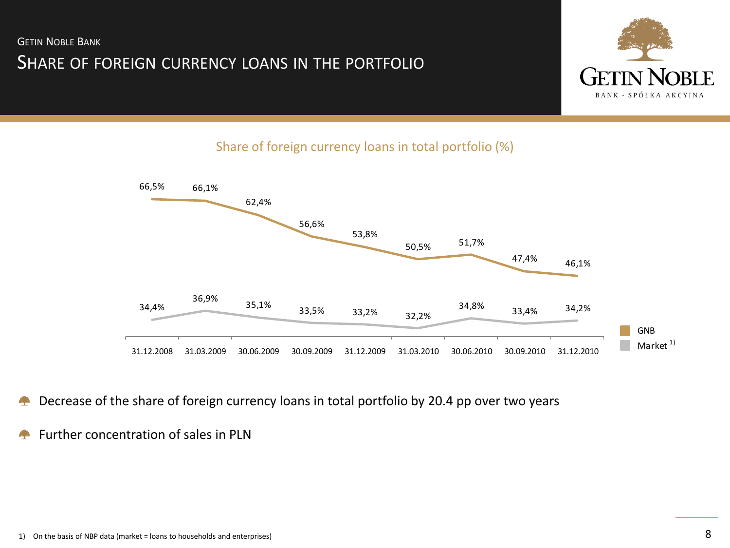GETIN NOBLE BANK

# SHARE OF FOREIGN CURRENCY LOANS IN THE PORTFOLIO

## Share of foreign currency loans in total portfolio (%)

| | 31.12.2008 | 31.03.2009 | 30.06.2009 | 30.09.2009 | 31.12.2009 | 31.03.2010 | 30.06.2010 | 30.09.2010 | 31.12.2010 |
|---|---|---|---|---|---|---|---|---|---|
| GNB | 66,5% | 66,1% | 62,4% | 56,6% | 53,8% | 50,5% | 51,7% | 47,4% | 46,1% |
| Market [1] | 34,4% | 36,9% | 35,1% | 33,5% | 33,2% | 32,2% | 34,8% | 33,4% | 34,2% |

- Decrease of the share of foreign currency loans in total portfolio by 20.4 pp over two years
- Further concentration of sales in PLN

1) On the basis of NBP data (market = loans to households and enterprises)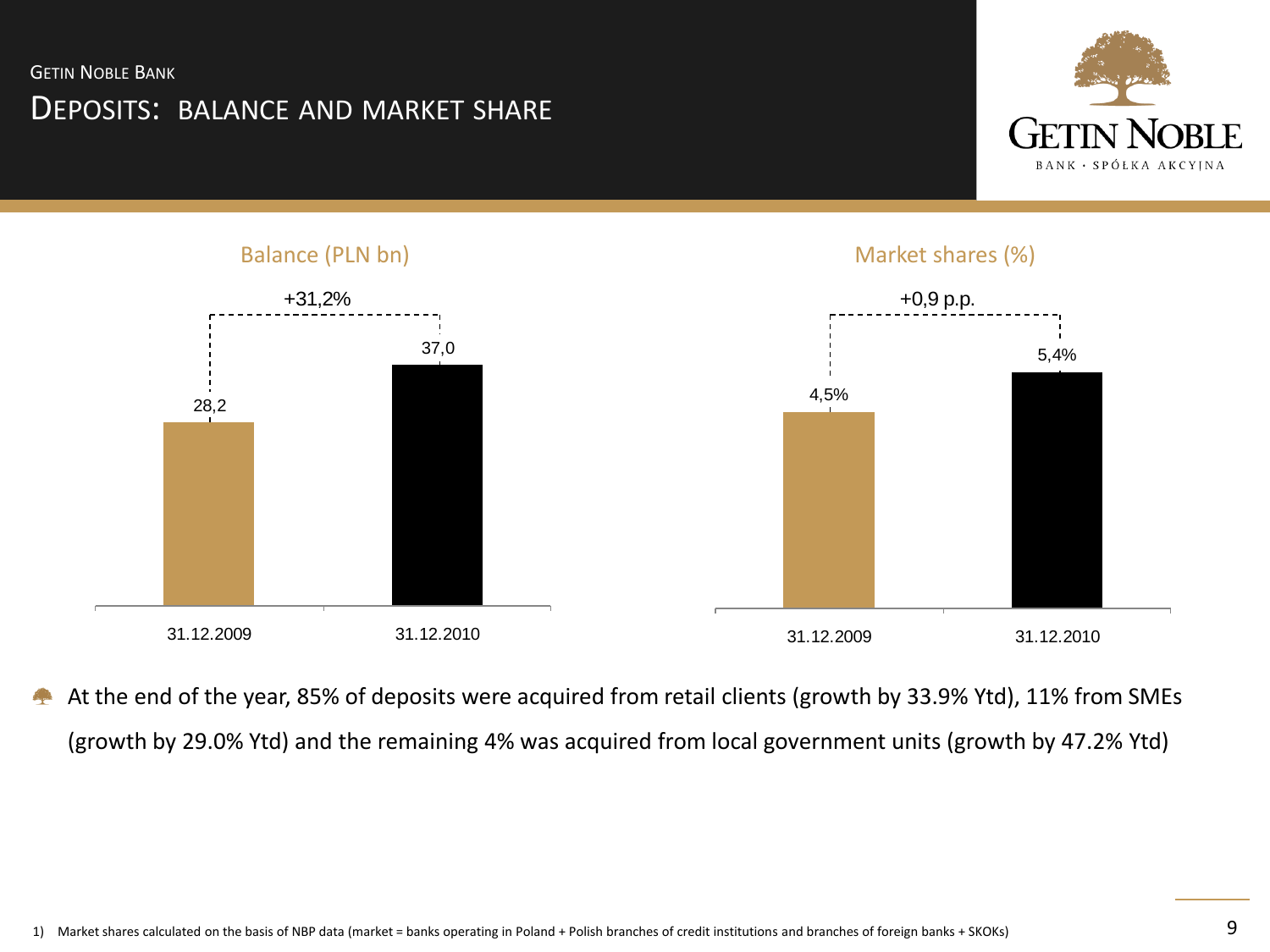Getin Noble Bank

# Deposits: balance and market share

## Balance (PLN bn)

+31,2%

| | 31.12.2009 | 31.12.2010 |
|---|---|---|
| Balance (PLN bn) | 28,2 | 37,0 |

## Market shares (%)

+0,9 p.p.

| | 31.12.2009 | 31.12.2010 |
|---|---|---|
| Market shares (%) | 4,5% | 5,4% |

- At the end of the year, 85% of deposits were acquired from retail clients (growth by 33.9% Ytd), 11% from SMEs (growth by 29.0% Ytd) and the remaining 4% was acquired from local government units (growth by 47.2% Ytd)

1) Market shares calculated on the basis of NBP data (market = banks operating in Poland + Polish branches of credit institutions and branches of foreign banks + SKOKs)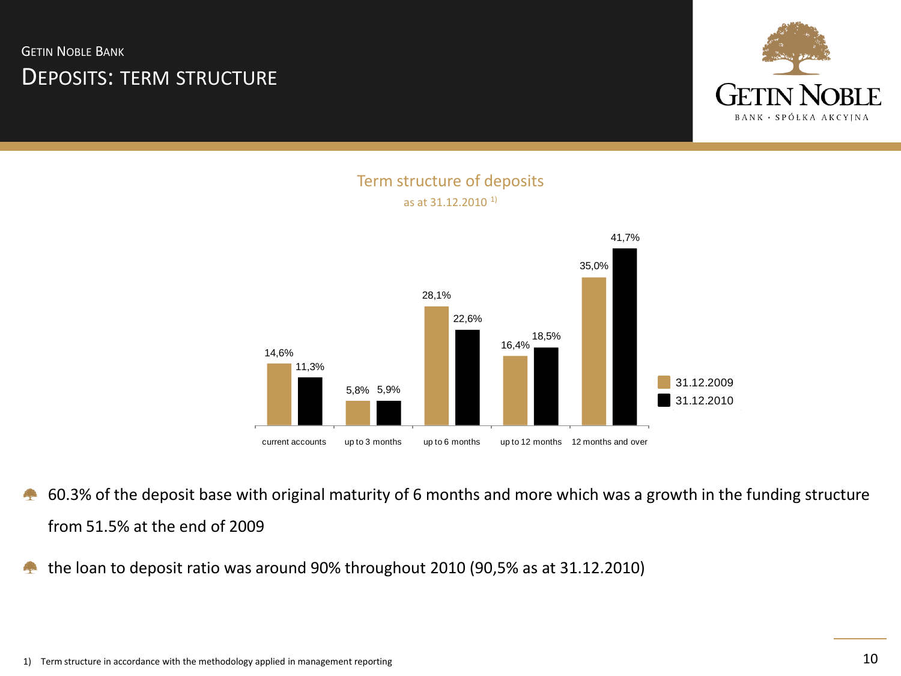## GETIN NOBLE BANK

# DEPOSITS: TERM STRUCTURE

### Term structure of deposits

as at 31.12.2010 [1)]

| | 31.12.2009 | 31.12.2010 |
|---|---|---|
| current accounts | 14,6% | 11,3% |
| up to 3 months | 5,8% | 5,9% |
| up to 6 months | 28,1% | 22,6% |
| up to 12 months | 16,4% | 18,5% |
| 12 months and over | 35,0% | 41,7% |

- 60.3% of the deposit base with original maturity of 6 months and more which was a growth in the funding structure from 51.5% at the end of 2009
- the loan to deposit ratio was around 90% throughout 2010 (90,5% as at 31.12.2010)

1) Term structure in accordance with the methodology applied in management reporting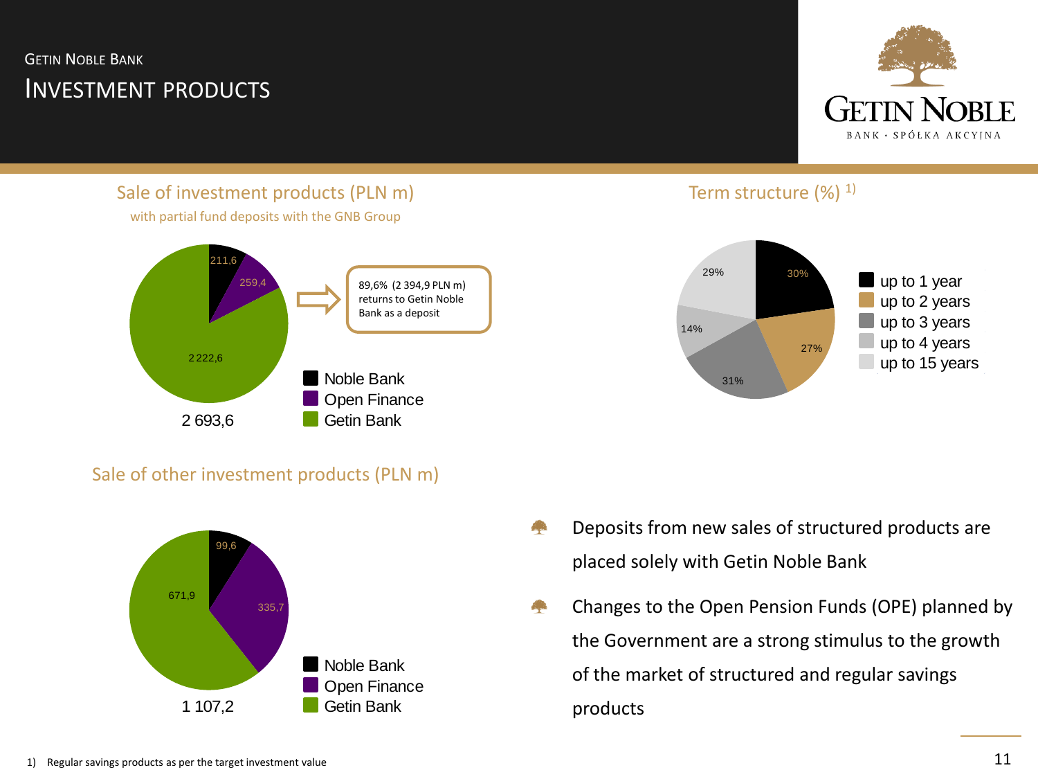# GETIN NOBLE BANK
## INVESTMENT PRODUCTS

### Sale of investment products (PLN m)
with partial fund deposits with the GNB Group

| Segment | PLN m |
|---|---|
| Noble Bank | 211,6 |
| Open Finance | 259,4 |
| Getin Bank | 2 222,6 |
| Total | 2 693,6 |

89,6% (2 394,9 PLN m) returns to Getin Noble Bank as a deposit

### Term structure (%) 1)

| Term | % |
|---|---|
| up to 1 year | 30% |
| up to 2 years | 27% |
| up to 3 years | 31% |
| up to 4 years | 14% |
| up to 15 years | 29% |

### Sale of other investment products (PLN m)

| Segment | PLN m |
|---|---|
| Noble Bank | 99,6 |
| Open Finance | 335,7 |
| Getin Bank | 671,9 |
| Total | 1 107,2 |

- Deposits from new sales of structured products are placed solely with Getin Noble Bank
- Changes to the Open Pension Funds (OPE) planned by the Government are a strong stimulus to the growth of the market of structured and regular savings products

1) Regular savings products as per the target investment value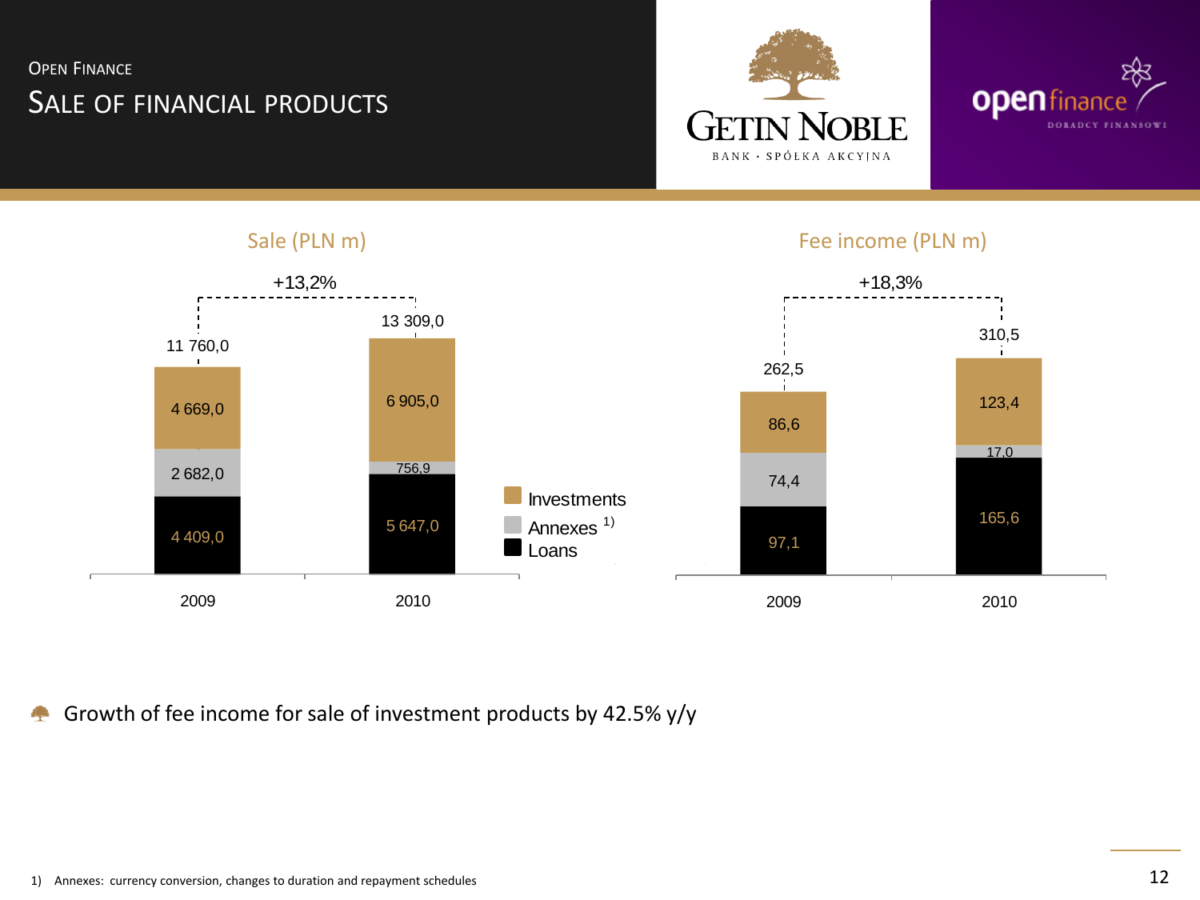# Open Finance

## Sale of financial products

### Sale (PLN m)

| | 2009 | 2010 |
|---|---|---|
| Investments | 4 669,0 | 6 905,0 |
| Annexes [1] | 2 682,0 | 756,9 |
| Loans | 4 409,0 | 5 647,0 |
| **Total** | **11 760,0** | **13 309,0** |

+13,2%

### Fee income (PLN m)

| | 2009 | 2010 |
|---|---|---|
| Investments | 86,6 | 123,4 |
| Annexes [1] | 74,4 | 17,0 |
| Loans | 97,1 | 165,6 |
| **Total** | **262,5** | **310,5** |

+18,3%

- Growth of fee income for sale of investment products by 42.5% y/y

1) Annexes: currency conversion, changes to duration and repayment schedules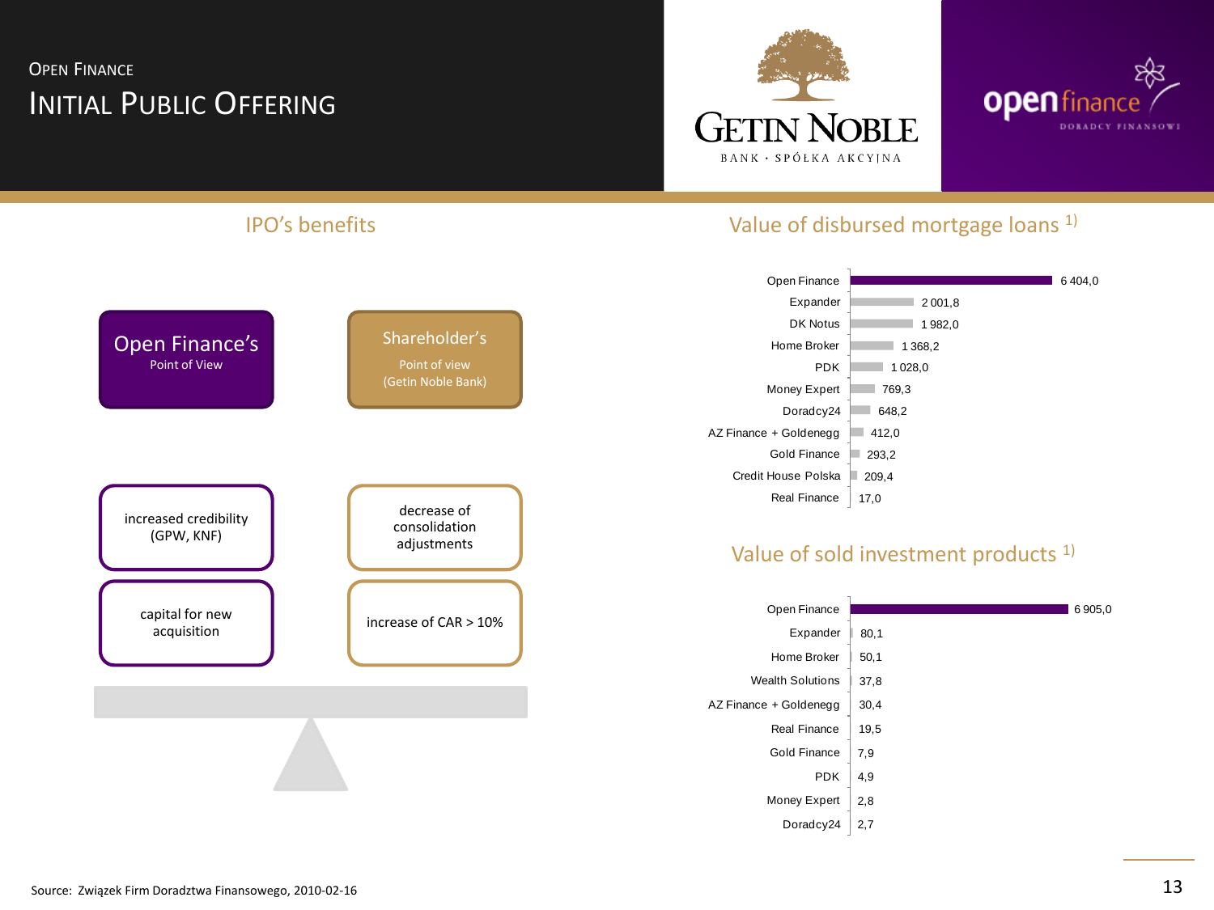# Open Finance

## Initial Public Offering

### IPO's benefits

| Open Finance's Point of View | Shareholder's Point of view (Getin Noble Bank) |
| --- | --- |
| increased credibility (GPW, KNF) | decrease of consolidation adjustments |
| capital for new acquisition | increase of CAR > 10% |

### Value of disbursed mortgage loans [1)]

| Company | Value |
| --- | --- |
| Open Finance | 6 404,0 |
| Expander | 2 001,8 |
| DK Notus | 1 982,0 |
| Home Broker | 1 368,2 |
| PDK | 1 028,0 |
| Money Expert | 769,3 |
| Doradcy24 | 648,2 |
| AZ Finance + Goldenegg | 412,0 |
| Gold Finance | 293,2 |
| Credit House Polska | 209,4 |
| Real Finance | 17,0 |

### Value of sold investment products [1)]

| Company | Value |
| --- | --- |
| Open Finance | 6 905,0 |
| Expander | 80,1 |
| Home Broker | 50,1 |
| Wealth Solutions | 37,8 |
| AZ Finance + Goldenegg | 30,4 |
| Real Finance | 19,5 |
| Gold Finance | 7,9 |
| PDK | 4,9 |
| Money Expert | 2,8 |
| Doradcy24 | 2,7 |

Source: Związek Firm Doradztwa Finansowego, 2010-02-16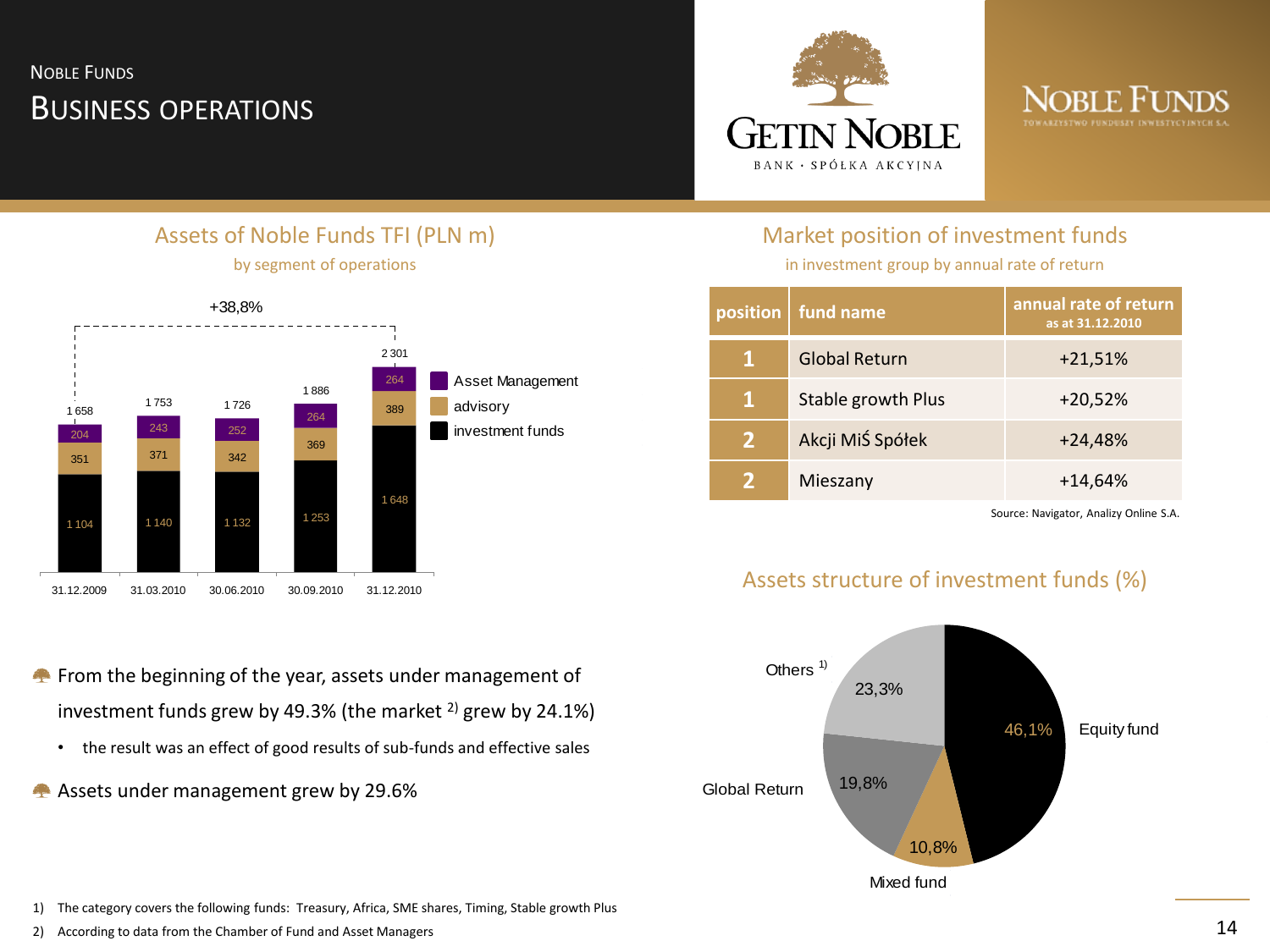# NOBLE FUNDS
## BUSINESS OPERATIONS

GETIN NOBLE BANK · SPÓŁKA AKCYJNA

NOBLE FUNDS TOWARZYSTWO FUNDUSZY INWESTYCYJNYCH S.A.

### Assets of Noble Funds TFI (PLN m)

by segment of operations

+38,8%

| | 31.12.2009 | 31.03.2010 | 30.06.2010 | 30.09.2010 | 31.12.2010 |
|---|---|---|---|---|---|
| Asset Management | 204 | 243 | 252 | 264 | 264 |
| advisory | 351 | 371 | 342 | 369 | 389 |
| investment funds | 1 104 | 1 140 | 1 132 | 1 253 | 1 648 |
| Total | 1 658 | 1 753 | 1 726 | 1 886 | 2 301 |

### Market position of investment funds

in investment group by annual rate of return

| position | fund name | annual rate of return as at 31.12.2010 |
|---|---|---|
| 1 | Global Return | +21,51% |
| 1 | Stable growth Plus | +20,52% |
| 2 | Akcji MiŚ Spółek | +24,48% |
| 2 | Mieszany | +14,64% |

Source: Navigator, Analizy Online S.A.

### Assets structure of investment funds (%)

| Category | % |
|---|---|
| Equity fund | 46,1% |
| Mixed fund | 10,8% |
| Global Return | 19,8% |
| Others [1] | 23,3% |

- From the beginning of the year, assets under management of investment funds grew by 49.3% (the market [2] grew by 24.1%)
  - the result was an effect of good results of sub-funds and effective sales
- Assets under management grew by 29.6%

1) The category covers the following funds: Treasury, Africa, SME shares, Timing, Stable growth Plus
2) According to data from the Chamber of Fund and Asset Managers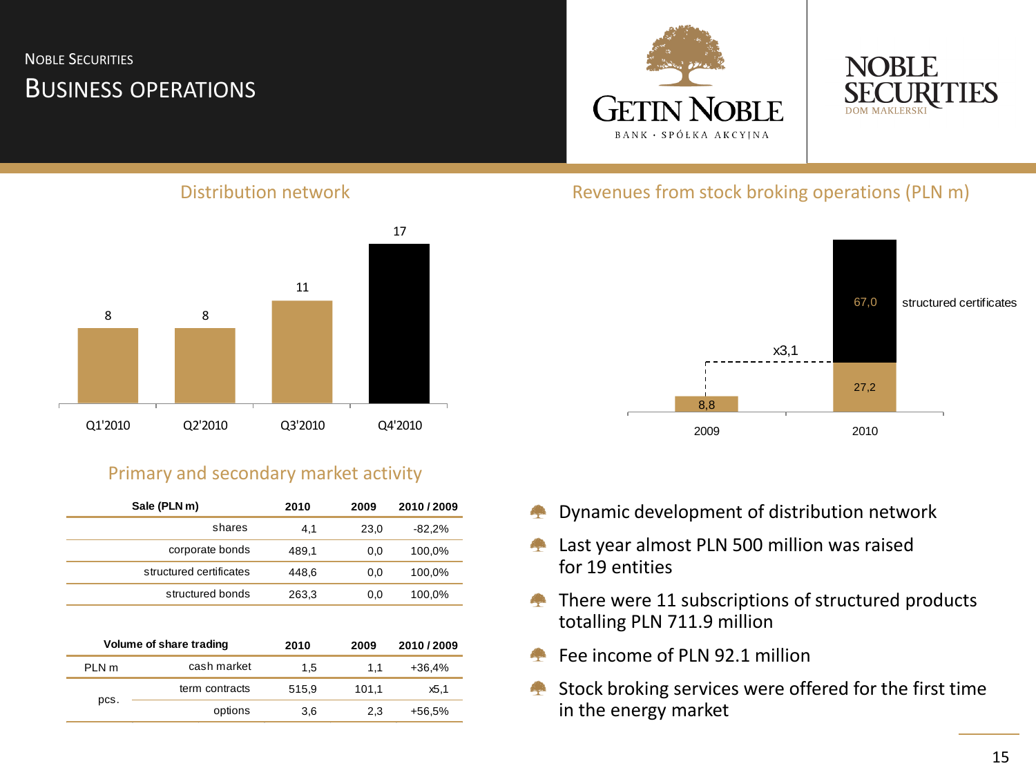# Noble Securities
## Business operations

### Distribution network

| Q1'2010 | Q2'2010 | Q3'2010 | Q4'2010 |
|---|---|---|---|
| 8 | 8 | 11 | 17 |

### Revenues from stock broking operations (PLN m)

| | 2009 | 2010 |
|---|---|---|
| | 8,8 | 27,2 |
| structured certificates | | 67,0 |

x3,1

### Primary and secondary market activity

| Sale (PLN m) | 2010 | 2009 | 2010 / 2009 |
|---|---|---|---|
| shares | 4,1 | 23,0 | -82,2% |
| corporate bonds | 489,1 | 0,0 | 100,0% |
| structured certificates | 448,6 | 0,0 | 100,0% |
| structured bonds | 263,3 | 0,0 | 100,0% |

| Volume of share trading | | 2010 | 2009 | 2010 / 2009 |
|---|---|---|---|---|
| PLN m | cash market | 1,5 | 1,1 | +36,4% |
| pcs. | term contracts | 515,9 | 101,1 | x5,1 |
| | options | 3,6 | 2,3 | +56,5% |

- Dynamic development of distribution network
- Last year almost PLN 500 million was raised for 19 entities
- There were 11 subscriptions of structured products totalling PLN 711.9 million
- Fee income of PLN 92.1 million
- Stock broking services were offered for the first time in the energy market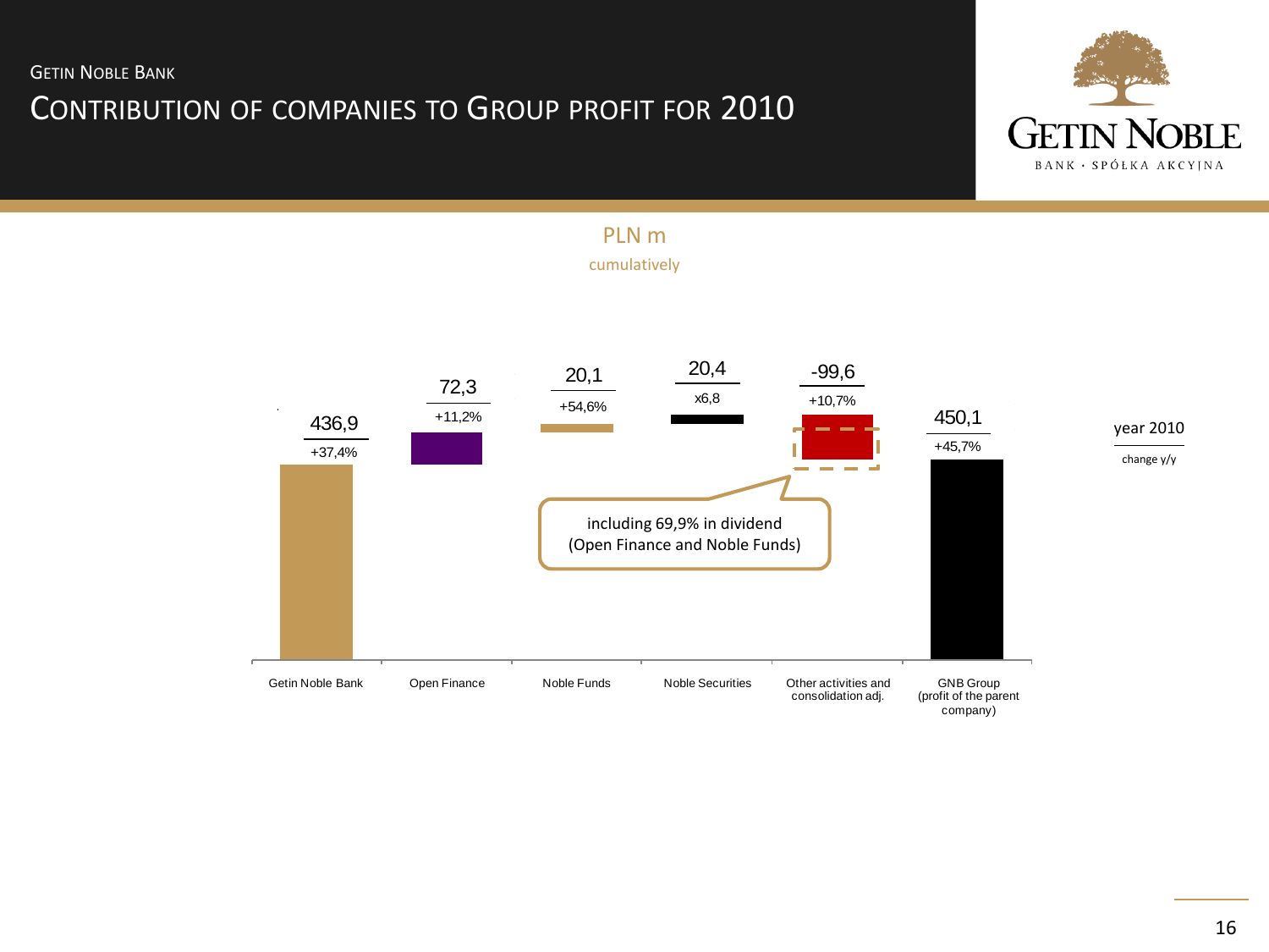GETIN NOBLE BANK

# CONTRIBUTION OF COMPANIES TO GROUP PROFIT FOR 2010

PLN m

cumulatively

| | Getin Noble Bank | Open Finance | Noble Funds | Noble Securities | Other activities and consolidation adj. | GNB Group (profit of the parent company) |
|---|---|---|---|---|---|---|
| year 2010 | 436,9 | 72,3 | 20,1 | 20,4 | -99,6 | 450,1 |
| change y/y | +37,4% | +11,2% | +54,6% | x6,8 | +10,7% | +45,7% |

including 69,9% in dividend (Open Finance and Noble Funds)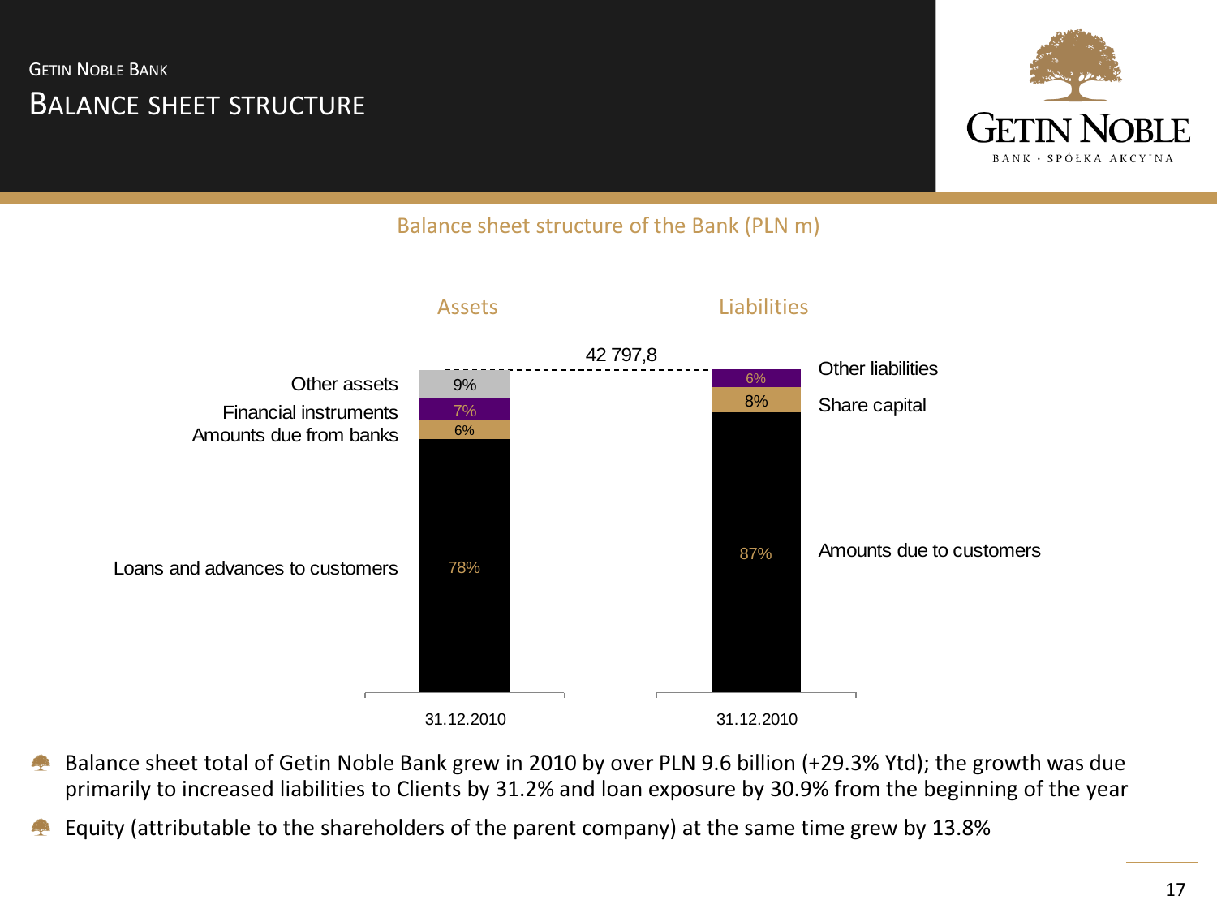# Getin Noble Bank

## Balance sheet structure

### Balance sheet structure of the Bank (PLN m)

Total: 42 797,8

**Assets (31.12.2010)**

| Item | Share |
|---|---|
| Other assets | 9% |
| Financial instruments | 7% |
| Amounts due from banks | 6% |
| Loans and advances to customers | 78% |

**Liabilities (31.12.2010)**

| Item | Share |
|---|---|
| Other liabilities | 6% |
| Share capital | 8% |
| Amounts due to customers | 87% |

- Balance sheet total of Getin Noble Bank grew in 2010 by over PLN 9.6 billion (+29.3% Ytd); the growth was due primarily to increased liabilities to Clients by 31.2% and loan exposure by 30.9% from the beginning of the year
- Equity (attributable to the shareholders of the parent company) at the same time grew by 13.8%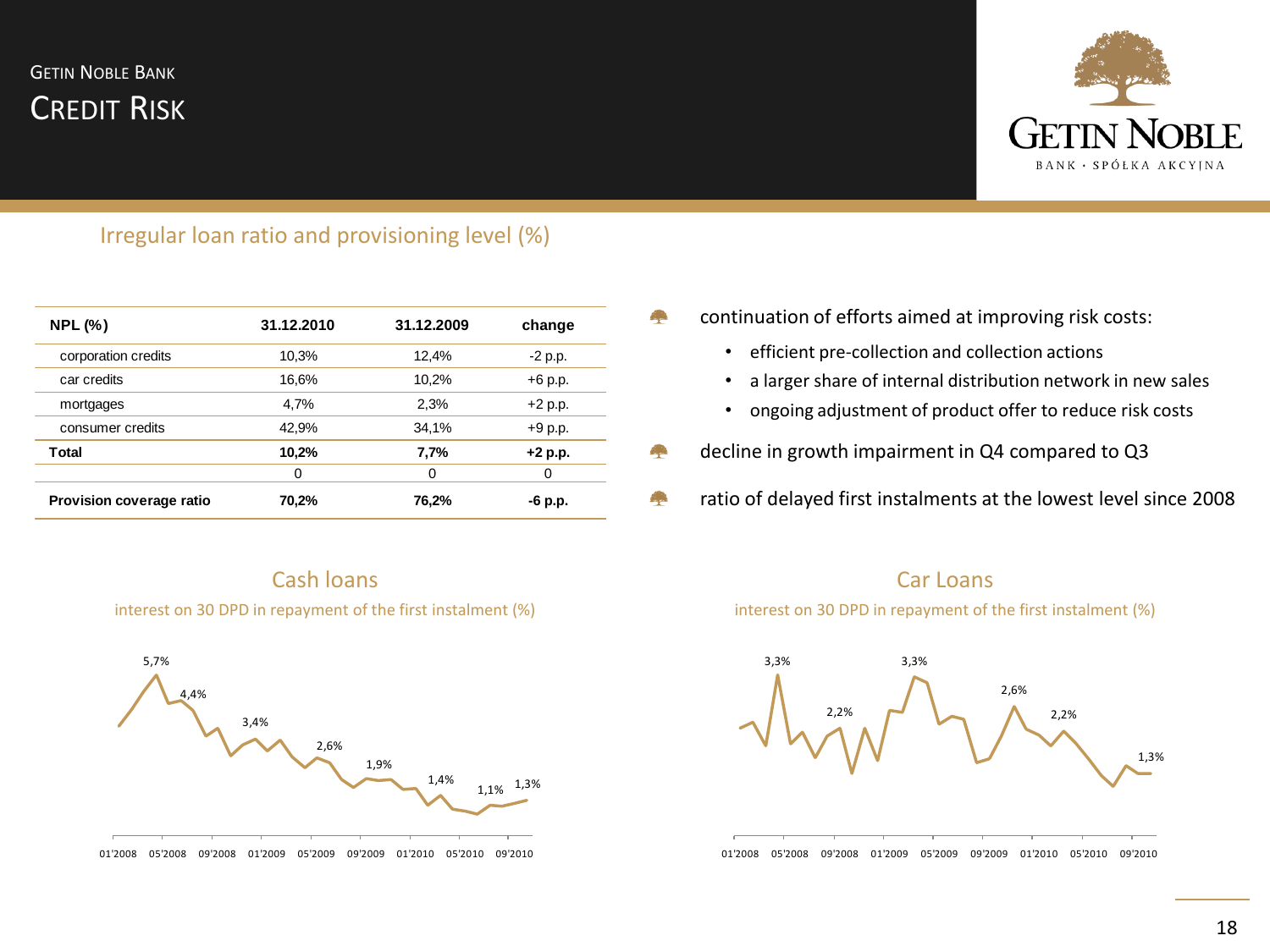# GETIN NOBLE BANK
## CREDIT RISK

### Irregular loan ratio and provisioning level (%)

| NPL (%) | 31.12.2010 | 31.12.2009 | change |
|---|---|---|---|
| corporation credits | 10,3% | 12,4% | -2 p.p. |
| car credits | 16,6% | 10,2% | +6 p.p. |
| mortgages | 4,7% | 2,3% | +2 p.p. |
| consumer credits | 42,9% | 34,1% | +9 p.p. |
| **Total** | **10,2%** | **7,7%** | **+2 p.p.** |
| | 0 | 0 | 0 |
| **Provision coverage ratio** | **70,2%** | **76,2%** | **-6 p.p.** |

- continuation of efforts aimed at improving risk costs:
  - efficient pre-collection and collection actions
  - a larger share of internal distribution network in new sales
  - ongoing adjustment of product offer to reduce risk costs
- decline in growth impairment in Q4 compared to Q3
- ratio of delayed first instalments at the lowest level since 2008

### Cash loans

interest on 30 DPD in repayment of the first instalment (%)

Chart labels: 5,7%; 4,4%; 3,4%; 2,6%; 1,9%; 1,4%; 1,1%; 1,3%

01'2008 05'2008 09'2008 01'2009 05'2009 09'2009 01'2010 05'2010 09'2010

### Car Loans

interest on 30 DPD in repayment of the first instalment (%)

Chart labels: 3,3%; 2,2%; 3,3%; 2,6%; 2,2%; 1,3%

01'2008 05'2008 09'2008 01'2009 05'2009 09'2009 01'2010 05'2010 09'2010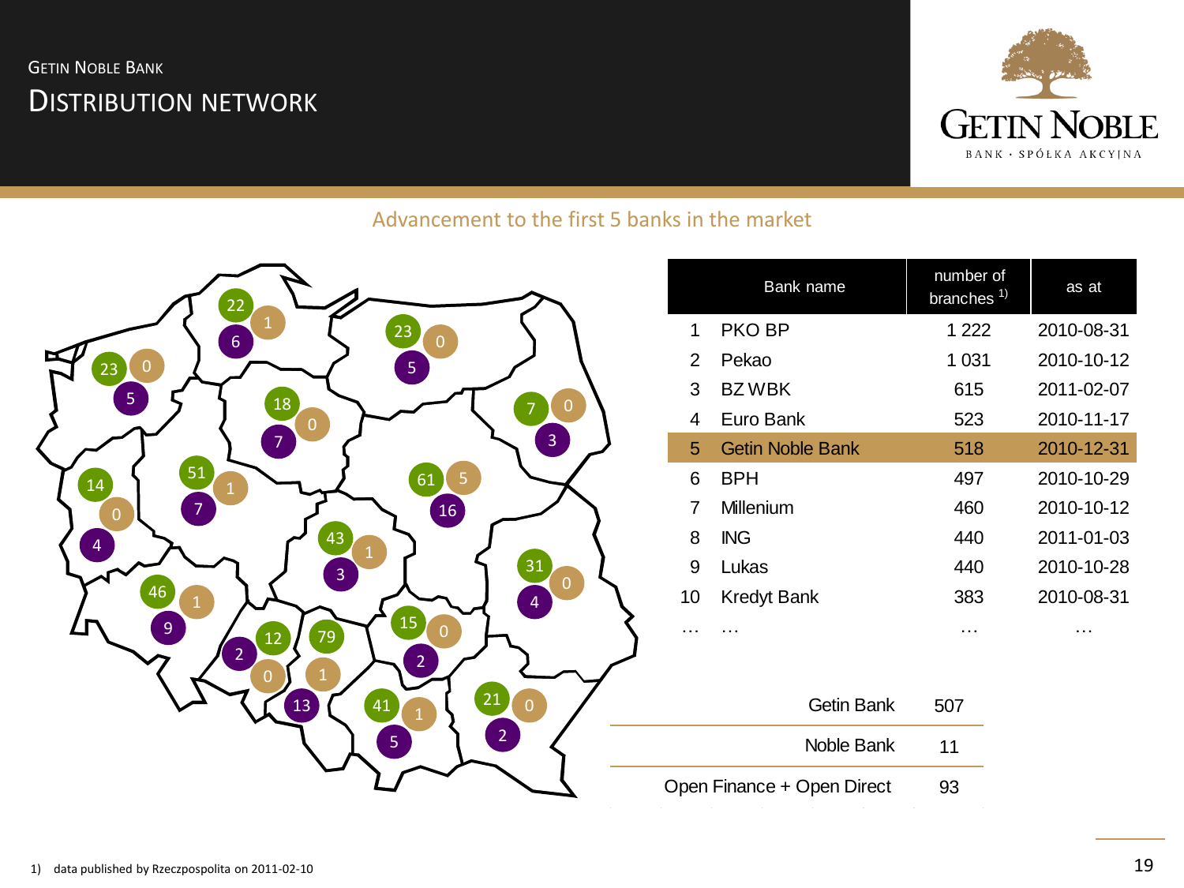GETIN NOBLE BANK

# DISTRIBUTION NETWORK

## Advancement to the first 5 banks in the market

| | Bank name | number of branches [1] | as at |
|---|---|---|---|
| 1 | PKO BP | 1 222 | 2010-08-31 |
| 2 | Pekao | 1 031 | 2010-10-12 |
| 3 | BZ WBK | 615 | 2011-02-07 |
| 4 | Euro Bank | 523 | 2010-11-17 |
| 5 | Getin Noble Bank | 518 | 2010-12-31 |
| 6 | BPH | 497 | 2010-10-29 |
| 7 | Millenium | 460 | 2010-10-12 |
| 8 | ING | 440 | 2011-01-03 |
| 9 | Lukas | 440 | 2010-10-28 |
| 10 | Kredyt Bank | 383 | 2010-08-31 |
| … | … | … | … |

| | |
|---|---|
| Getin Bank | 507 |
| Noble Bank | 11 |
| Open Finance + Open Direct | 93 |

1) data published by Rzeczpospolita on 2011-02-10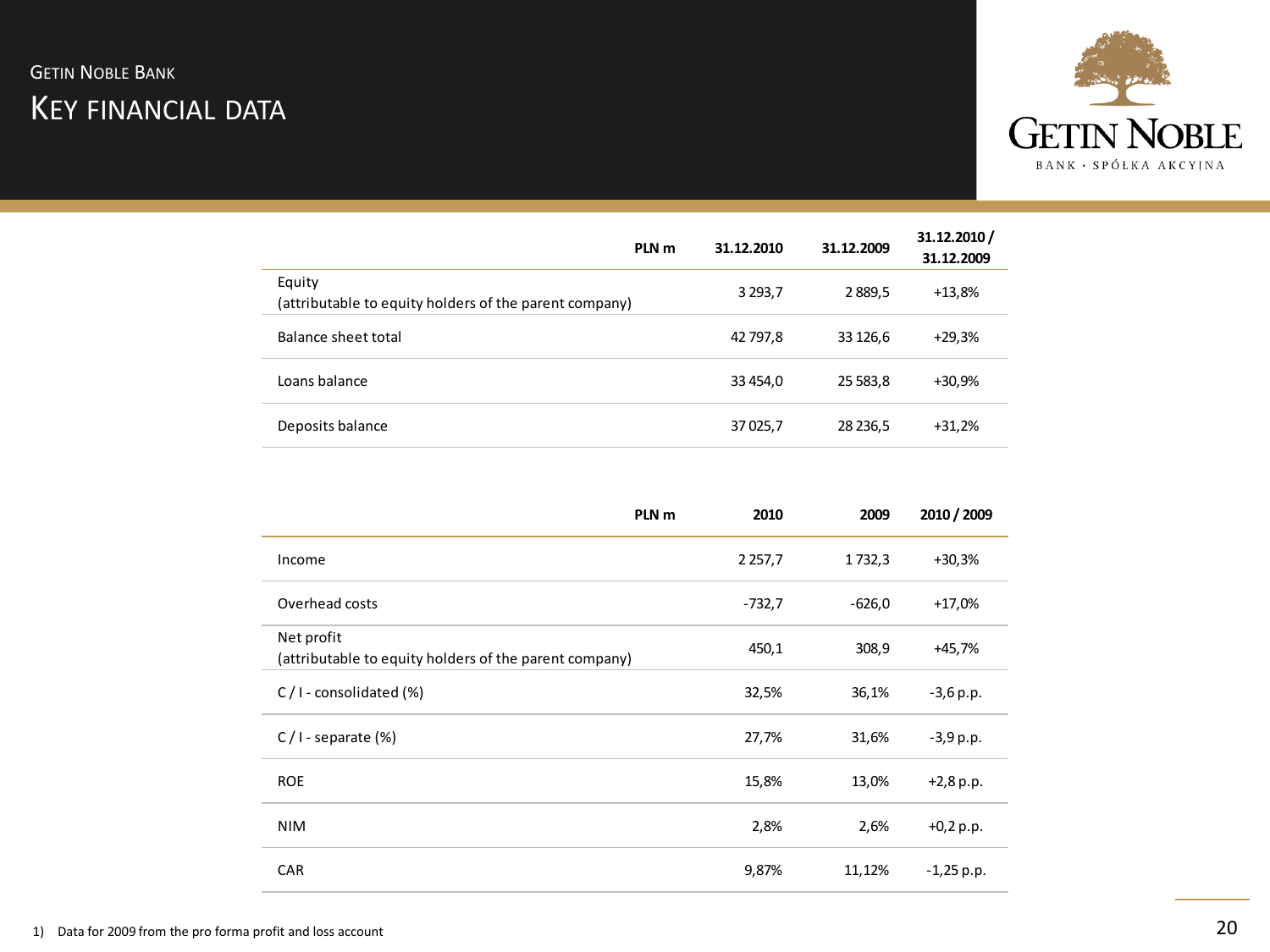## GETIN NOBLE BANK

# KEY FINANCIAL DATA

GETIN NOBLE

BANK · SPÓŁKA AKCYJNA

| PLN m | 31.12.2010 | 31.12.2009 | 31.12.2010 / 31.12.2009 |
|---|---|---|---|
| Equity (attributable to equity holders of the parent company) | 3 293,7 | 2 889,5 | +13,8% |
| Balance sheet total | 42 797,8 | 33 126,6 | +29,3% |
| Loans balance | 33 454,0 | 25 583,8 | +30,9% |
| Deposits balance | 37 025,7 | 28 236,5 | +31,2% |

| PLN m | 2010 | 2009 | 2010 / 2009 |
|---|---|---|---|
| Income | 2 257,7 | 1 732,3 | +30,3% |
| Overhead costs | -732,7 | -626,0 | +17,0% |
| Net profit (attributable to equity holders of the parent company) | 450,1 | 308,9 | +45,7% |
| C / I - consolidated (%) | 32,5% | 36,1% | -3,6 p.p. |
| C / I - separate (%) | 27,7% | 31,6% | -3,9 p.p. |
| ROE | 15,8% | 13,0% | +2,8 p.p. |
| NIM | 2,8% | 2,6% | +0,2 p.p. |
| CAR | 9,87% | 11,12% | -1,25 p.p. |

1) Data for 2009 from the pro forma profit and loss account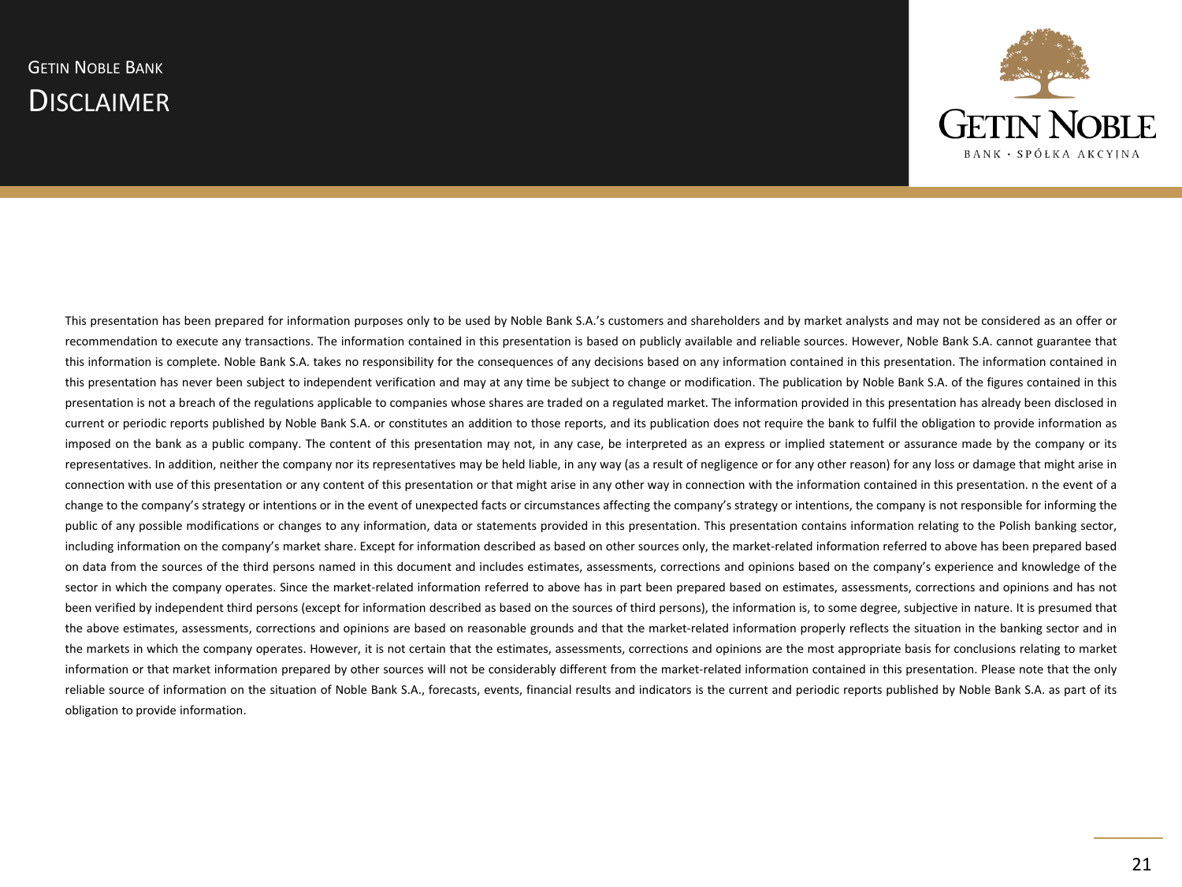GETIN NOBLE BANK

# DISCLAIMER

This presentation has been prepared for information purposes only to be used by Noble Bank S.A.'s customers and shareholders and by market analysts and may not be considered as an offer or recommendation to execute any transactions. The information contained in this presentation is based on publicly available and reliable sources. However, Noble Bank S.A. cannot guarantee that this information is complete. Noble Bank S.A. takes no responsibility for the consequences of any decisions based on any information contained in this presentation. The information contained in this presentation has never been subject to independent verification and may at any time be subject to change or modification. The publication by Noble Bank S.A. of the figures contained in this presentation is not a breach of the regulations applicable to companies whose shares are traded on a regulated market. The information provided in this presentation has already been disclosed in current or periodic reports published by Noble Bank S.A. or constitutes an addition to those reports, and its publication does not require the bank to fulfil the obligation to provide information as imposed on the bank as a public company. The content of this presentation may not, in any case, be interpreted as an express or implied statement or assurance made by the company or its representatives. In addition, neither the company nor its representatives may be held liable, in any way (as a result of negligence or for any other reason) for any loss or damage that might arise in connection with use of this presentation or any content of this presentation or that might arise in any other way in connection with the information contained in this presentation. n the event of a change to the company's strategy or intentions or in the event of unexpected facts or circumstances affecting the company's strategy or intentions, the company is not responsible for informing the public of any possible modifications or changes to any information, data or statements provided in this presentation. This presentation contains information relating to the Polish banking sector, including information on the company's market share. Except for information described as based on other sources only, the market-related information referred to above has been prepared based on data from the sources of the third persons named in this document and includes estimates, assessments, corrections and opinions based on the company's experience and knowledge of the sector in which the company operates. Since the market-related information referred to above has in part been prepared based on estimates, assessments, corrections and opinions and has not been verified by independent third persons (except for information described as based on the sources of third persons), the information is, to some degree, subjective in nature. It is presumed that the above estimates, assessments, corrections and opinions are based on reasonable grounds and that the market-related information properly reflects the situation in the banking sector and in the markets in which the company operates. However, it is not certain that the estimates, assessments, corrections and opinions are the most appropriate basis for conclusions relating to market information or that market information prepared by other sources will not be considerably different from the market-related information contained in this presentation. Please note that the only reliable source of information on the situation of Noble Bank S.A., forecasts, events, financial results and indicators is the current and periodic reports published by Noble Bank S.A. as part of its obligation to provide information.